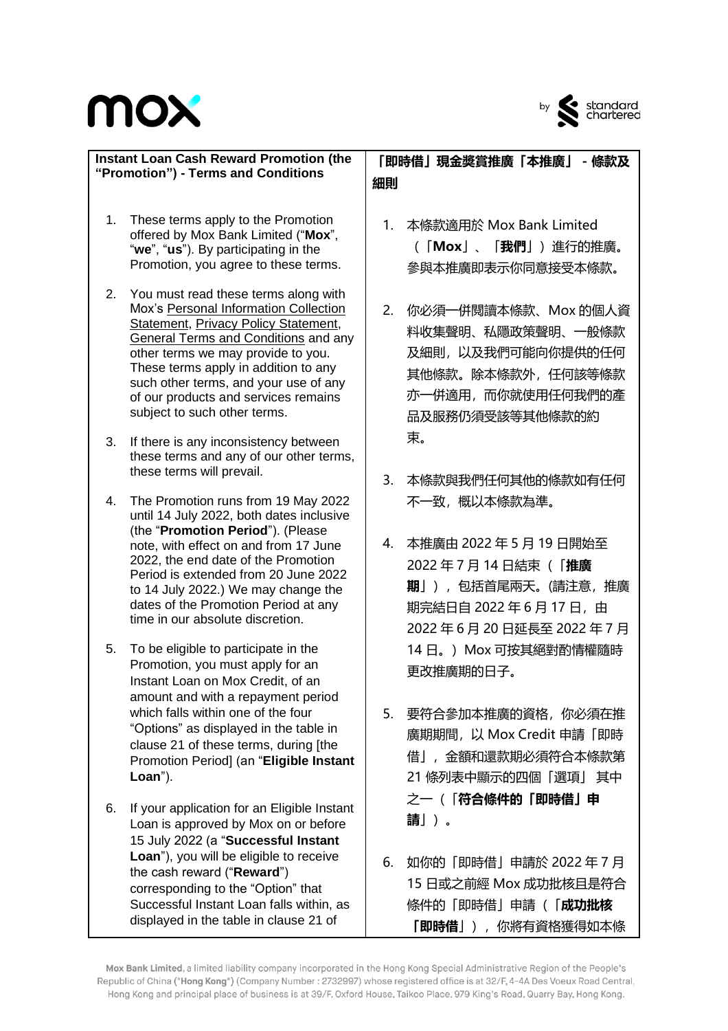**Instant Loan Cash Reward Promotion (the "Promotion") - Terms and Conditions**

1. These terms apply to the Promotion offered by Mox Bank Limited ("**Mox**", "**we**", "**us**"). By participating in the Promotion, you agree to these terms.

2. You must read these terms along with Mox's Personal Information Collection Statement, Privacy Policy Statement, General Terms and Conditions and any other terms we may provide to you. These terms apply in addition to any such other terms, and your use of any of our products and services remains subject to such other terms.

3. If there is any inconsistency between these terms and any of our other terms, these terms will prevail.

4. The Promotion runs from 19 May 2022 until 14 July 2022, both dates inclusive (the "**Promotion Period**"). (Please note, with effect on and from 17 June 2022, the end date of the Promotion Period is extended from 20 June 2022 to 14 July 2022.) We may change the dates of the Promotion Period at any time in our absolute discretion.

5. To be eligible to participate in the Promotion, you must apply for an Instant Loan on Mox Credit, of an amount and with a repayment period which falls within one of the four "Options" as displayed in the table in clause 21 of these terms, during [the Promotion Period] (an "**Eligible Instant Loan**").

6. If your application for an Eligible Instant Loan is approved by Mox on or before 15 July 2022 (a "**Successful Instant Loan**"), you will be eligible to receive the cash reward ("**Reward**") corresponding to the "Option" that Successful Instant Loan falls within, as displayed in the table in clause 21 of

**「即時借」現金獎賞推廣「本推廣」 - 條款及細則**

1. 本條款適用於 Mox Bank Limited（「**Mox**」、「**我們**」）進行的推廣。參與本推廣即表示你同意接受本條款。

2. 你必須一併閱讀本條款、Mox 的個人資料收集聲明、私隱政策聲明、一般條款及細則，以及我們可能向你提供的任何其他條款。除本條款外，任何該等條款亦一併適用，而你就使用任何我們的產品及服務仍須受該等其他條款的約束。

3. 本條款與我們任何其他的條款如有任何不一致，概以本條款為準。

4. 本推廣由 2022 年 5 月 19 日開始至 2022 年 7 月 14 日結束（「**推廣期**」），包括首尾兩天。(請注意，推廣期完結日自 2022 年 6 月 17 日，由 2022 年 6 月 20 日延長至 2022 年 7 月 14 日。）Mox 可按其絕對酌情權隨時更改推廣期的日子。

5. 要符合參加本推廣的資格，你必須在推廣期期間，以 Mox Credit 申請「即時借」，金額和還款期必須符合本條款第 21 條列表中顯示的四個「選項」 其中之一（「**符合條件的「即時借」申請**」）。

6. 如你的「即時借」申請於 2022 年 7 月 15 日或之前經 Mox 成功批核且是符合條件的「即時借」申請（「**成功批核「即時借」**」），你將有資格獲得如本條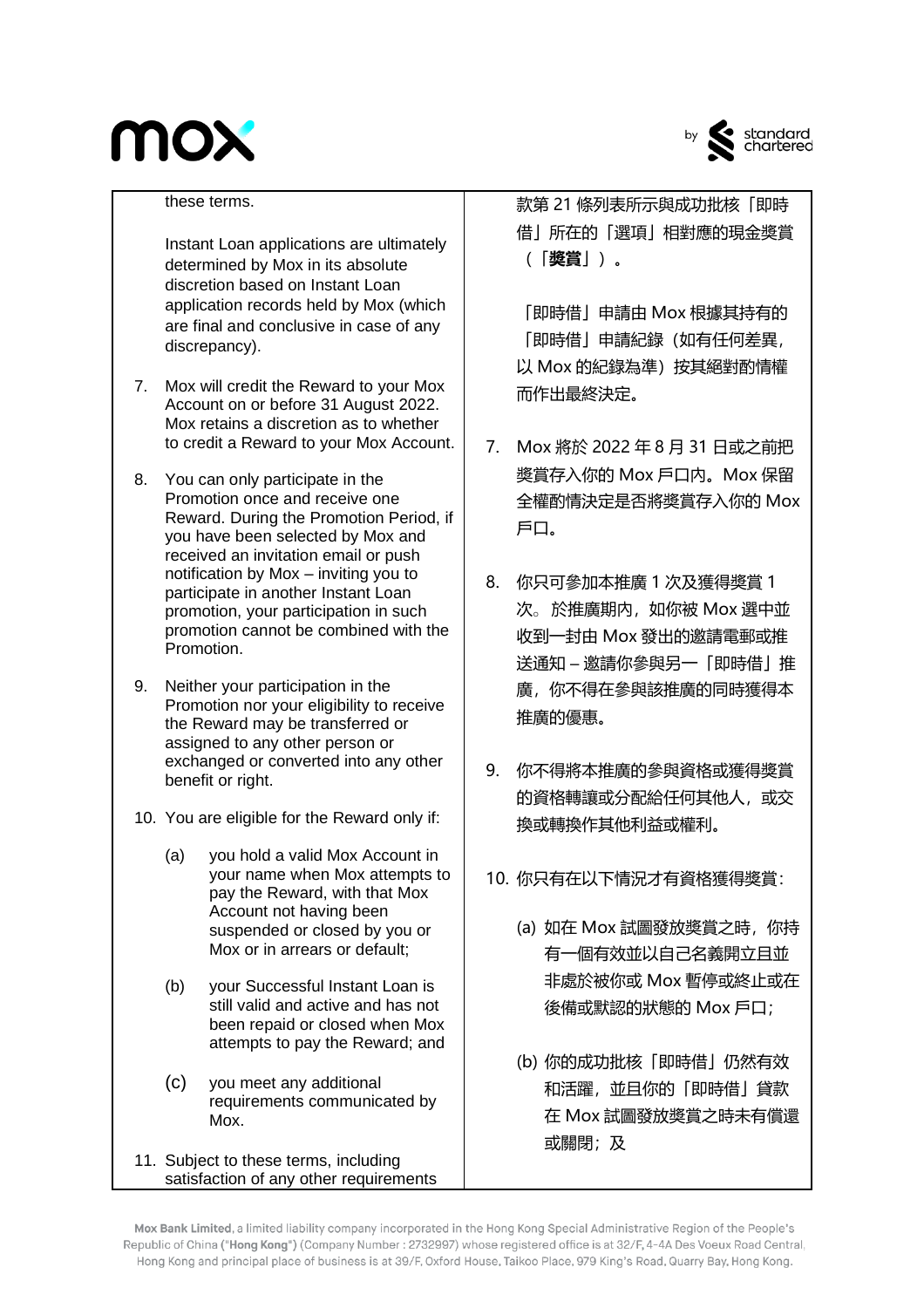these terms.

Instant Loan applications are ultimately determined by Mox in its absolute discretion based on Instant Loan application records held by Mox (which are final and conclusive in case of any discrepancy).

7. Mox will credit the Reward to your Mox Account on or before 31 August 2022. Mox retains a discretion as to whether to credit a Reward to your Mox Account.

8. You can only participate in the Promotion once and receive one Reward. During the Promotion Period, if you have been selected by Mox and received an invitation email or push notification by Mox – inviting you to participate in another Instant Loan promotion, your participation in such promotion cannot be combined with the Promotion.

9. Neither your participation in the Promotion nor your eligibility to receive the Reward may be transferred or assigned to any other person or exchanged or converted into any other benefit or right.

10. You are eligible for the Reward only if:

    (a) you hold a valid Mox Account in your name when Mox attempts to pay the Reward, with that Mox Account not having been suspended or closed by you or Mox or in arrears or default;

    (b) your Successful Instant Loan is still valid and active and has not been repaid or closed when Mox attempts to pay the Reward; and

    (c) you meet any additional requirements communicated by Mox.

11. Subject to these terms, including satisfaction of any other requirements

款第 21 條列表所示與成功批核「即時借」所在的「選項」相對應的現金獎賞（「**獎賞**」）。

「即時借」申請由 Mox 根據其持有的「即時借」申請紀錄（如有任何差異，以 Mox 的紀錄為準）按其絕對酌情權而作出最終決定。

7. Mox 將於 2022 年 8 月 31 日或之前把獎賞存入你的 Mox 戶口內。Mox 保留全權酌情決定是否將獎賞存入你的 Mox 戶口。

8. 你只可參加本推廣 1 次及獲得獎賞 1 次。於推廣期內，如你被 Mox 選中並收到一封由 Mox 發出的邀請電郵或推送通知 – 邀請你參與另一「即時借」推廣，你不得在參與該推廣的同時獲得本推廣的優惠。

9. 你不得將本推廣的參與資格或獲得獎賞的資格轉讓或分配給任何其他人，或交換或轉換作其他利益或權利。

10. 你只有在以下情況才有資格獲得獎賞：

    (a) 如在 Mox 試圖發放獎賞之時，你持有一個有效並以自己名義開立且並非處於被你或 Mox 暫停或終止或在後備或默認的狀態的 Mox 戶口；

    (b) 你的成功批核「即時借」仍然有效和活躍，並且你的「即時借」貸款在 Mox 試圖發放獎賞之時未有償還或關閉；及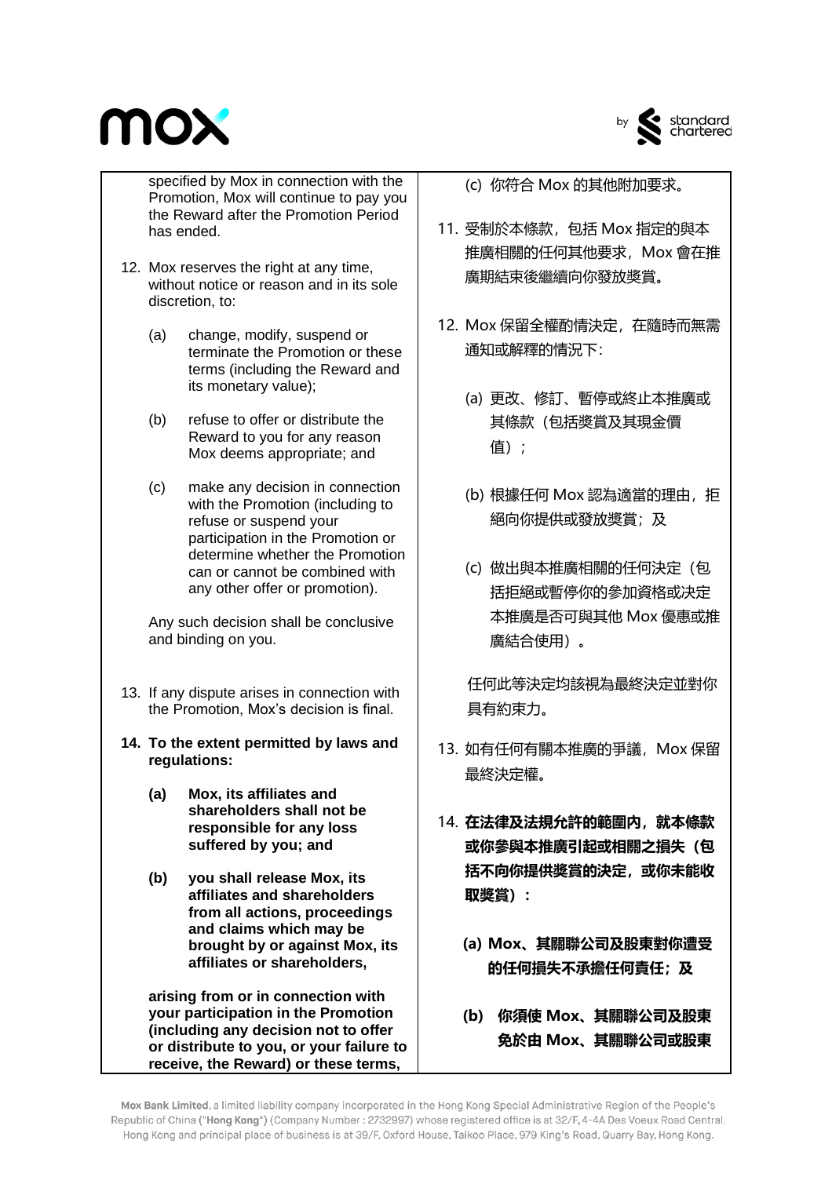specified by Mox in connection with the Promotion, Mox will continue to pay you the Reward after the Promotion Period has ended.

12. Mox reserves the right at any time, without notice or reason and in its sole discretion, to:

    (a) change, modify, suspend or terminate the Promotion or these terms (including the Reward and its monetary value);

    (b) refuse to offer or distribute the Reward to you for any reason Mox deems appropriate; and

    (c) make any decision in connection with the Promotion (including to refuse or suspend your participation in the Promotion or determine whether the Promotion can or cannot be combined with any other offer or promotion).

    Any such decision shall be conclusive and binding on you.

13. If any dispute arises in connection with the Promotion, Mox's decision is final.

14. **To the extent permitted by laws and regulations:**

    **(a) Mox, its affiliates and shareholders shall not be responsible for any loss suffered by you; and**

    **(b) you shall release Mox, its affiliates and shareholders from all actions, proceedings and claims which may be brought by or against Mox, its affiliates or shareholders,**

    **arising from or in connection with your participation in the Promotion (including any decision not to offer or distribute to you, or your failure to receive, the Reward) or these terms,**

(c) 你符合 Mox 的其他附加要求。

11. 受制於本條款，包括 Mox 指定的與本推廣相關的任何其他要求，Mox 會在推廣期結束後繼續向你發放獎賞。

12. Mox 保留全權酌情決定，在隨時而無需通知或解釋的情況下：

    (a) 更改、修訂、暫停或終止本推廣或其條款（包括獎賞及其現金價值）；

    (b) 根據任何 Mox 認為適當的理由，拒絕向你提供或發放獎賞；及

    (c) 做出與本推廣相關的任何決定（包括拒絕或暫停你的參加資格或決定本推廣是否可與其他 Mox 優惠或推廣結合使用）。

    任何此等決定均該視為最終決定並對你具有約束力。

13. 如有任何有關本推廣的爭議，Mox 保留最終決定權。

14. **在法律及法規允許的範圍內，就本條款或你參與本推廣引起或相關之損失（包括不向你提供獎賞的決定，或你未能收取獎賞）：**

    **(a) Mox、其關聯公司及股東對你遭受的任何損失不承擔任何責任；及**

    **(b) 你須使 Mox、其關聯公司及股東免於由 Mox、其關聯公司或股東**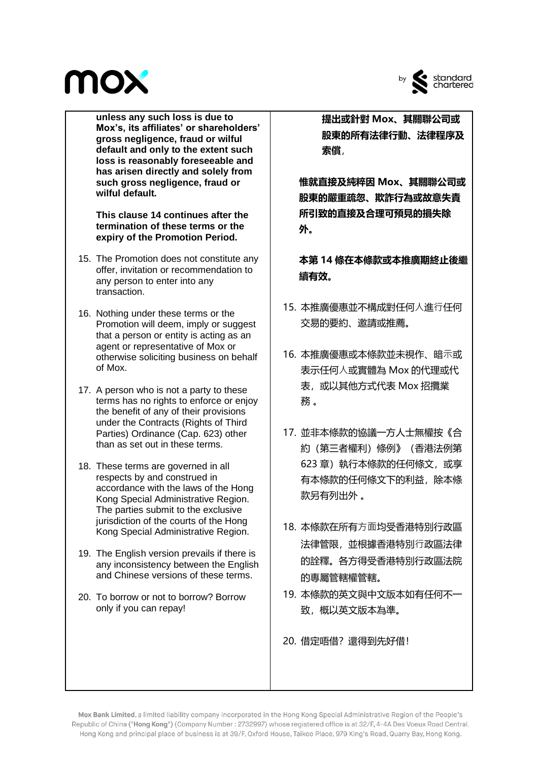**unless any such loss is due to Mox's, its affiliates' or shareholders' gross negligence, fraud or wilful default and only to the extent such loss is reasonably foreseeable and has arisen directly and solely from such gross negligence, fraud or wilful default.**

**This clause 14 continues after the termination of these terms or the expiry of the Promotion Period.**

15. The Promotion does not constitute any offer, invitation or recommendation to any person to enter into any transaction.

16. Nothing under these terms or the Promotion will deem, imply or suggest that a person or entity is acting as an agent or representative of Mox or otherwise soliciting business on behalf of Mox.

17. A person who is not a party to these terms has no rights to enforce or enjoy the benefit of any of their provisions under the Contracts (Rights of Third Parties) Ordinance (Cap. 623) other than as set out in these terms.

18. These terms are governed in all respects by and construed in accordance with the laws of the Hong Kong Special Administrative Region. The parties submit to the exclusive jurisdiction of the courts of the Hong Kong Special Administrative Region.

19. The English version prevails if there is any inconsistency between the English and Chinese versions of these terms.

20. To borrow or not to borrow? Borrow only if you can repay!

**提出或針對 Mox、其關聯公司或股東的所有法律行動、法律程序及索償，**

**惟就直接及純粹因 Mox、其關聯公司或股東的嚴重疏忽、欺詐行為或故意失責所引致的直接及合理可預見的損失除外。**

**本第 14 條在本條款或本推廣期終止後繼續有效。**

15. 本推廣優惠並不構成對任何人進行任何交易的要約、邀請或推薦。

16. 本推廣優惠或本條款並未視作、暗示或表示任何人或實體為 Mox 的代理或代表，或以其他方式代表 Mox 招攬業務 。

17. 並非本條款的協議一方人士無權按《合約（第三者權利）條例》（香港法例第 623 章）執行本條款的任何條文，或享有本條款的任何條文下的利益，除本條款另有列出外 。

18. 本條款在所有方面均受香港特別行政區法律管限，並根據香港特別行政區法律的詮釋。各方得受香港特別行政區法院的專屬管轄權管轄。

19. 本條款的英文與中文版本如有任何不一致，概以英文版本為準。

20. 借定唔借？還得到先好借！

Mox Bank Limited, a limited liability company incorporated in the Hong Kong Special Administrative Region of the People's Republic of China ("Hong Kong") (Company Number : 2732997) whose registered office is at 32/F, 4-4A Des Voeux Road Central, Hong Kong and principal place of business is at 39/F, Oxford House, Taikoo Place, 979 King's Road, Quarry Bay, Hong Kong.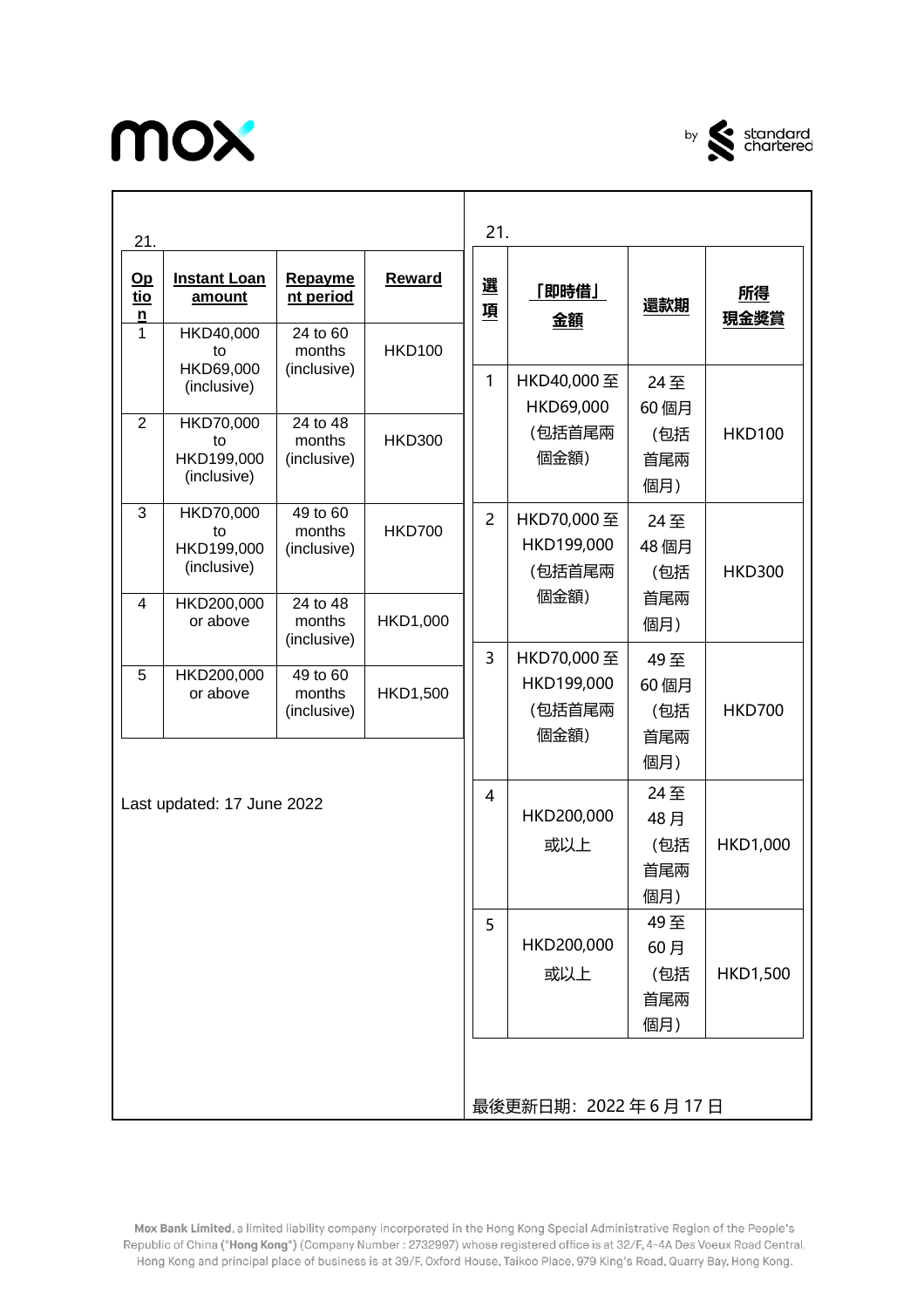21.

| Option | Instant Loan amount | Repayment period | Reward |
| --- | --- | --- | --- |
| 1 | HKD40,000 to HKD69,000 (inclusive) | 24 to 60 months (inclusive) | HKD100 |
| 2 | HKD70,000 to HKD199,000 (inclusive) | 24 to 48 months (inclusive) | HKD300 |
| 3 | HKD70,000 to HKD199,000 (inclusive) | 49 to 60 months (inclusive) | HKD700 |
| 4 | HKD200,000 or above | 24 to 48 months (inclusive) | HKD1,000 |
| 5 | HKD200,000 or above | 49 to 60 months (inclusive) | HKD1,500 |

Last updated: 17 June 2022

21.

| 選項 | 「即時借」金額 | 還款期 | 所得現金獎賞 |
| --- | --- | --- | --- |
| 1 | HKD40,000 至 HKD69,000（包括首尾兩個金額） | 24 至 60 個月（包括首尾兩個月） | HKD100 |
| 2 | HKD70,000 至 HKD199,000（包括首尾兩個金額） | 24 至 48 個月（包括首尾兩個月） | HKD300 |
| 3 | HKD70,000 至 HKD199,000（包括首尾兩個金額） | 49 至 60 個月（包括首尾兩個月） | HKD700 |
| 4 | HKD200,000 或以上 | 24 至 48 月（包括首尾兩個月） | HKD1,000 |
| 5 | HKD200,000 或以上 | 49 至 60 月（包括首尾兩個月） | HKD1,500 |

最後更新日期：2022 年 6 月 17 日

**Mox Bank Limited**, a limited liability company incorporated in the Hong Kong Special Administrative Region of the People's Republic of China ("**Hong Kong**") (Company Number : 2732997) whose registered office is at 32/F, 4-4A Des Voeux Road Central, Hong Kong and principal place of business is at 39/F, Oxford House, Taikoo Place, 979 King's Road, Quarry Bay, Hong Kong.